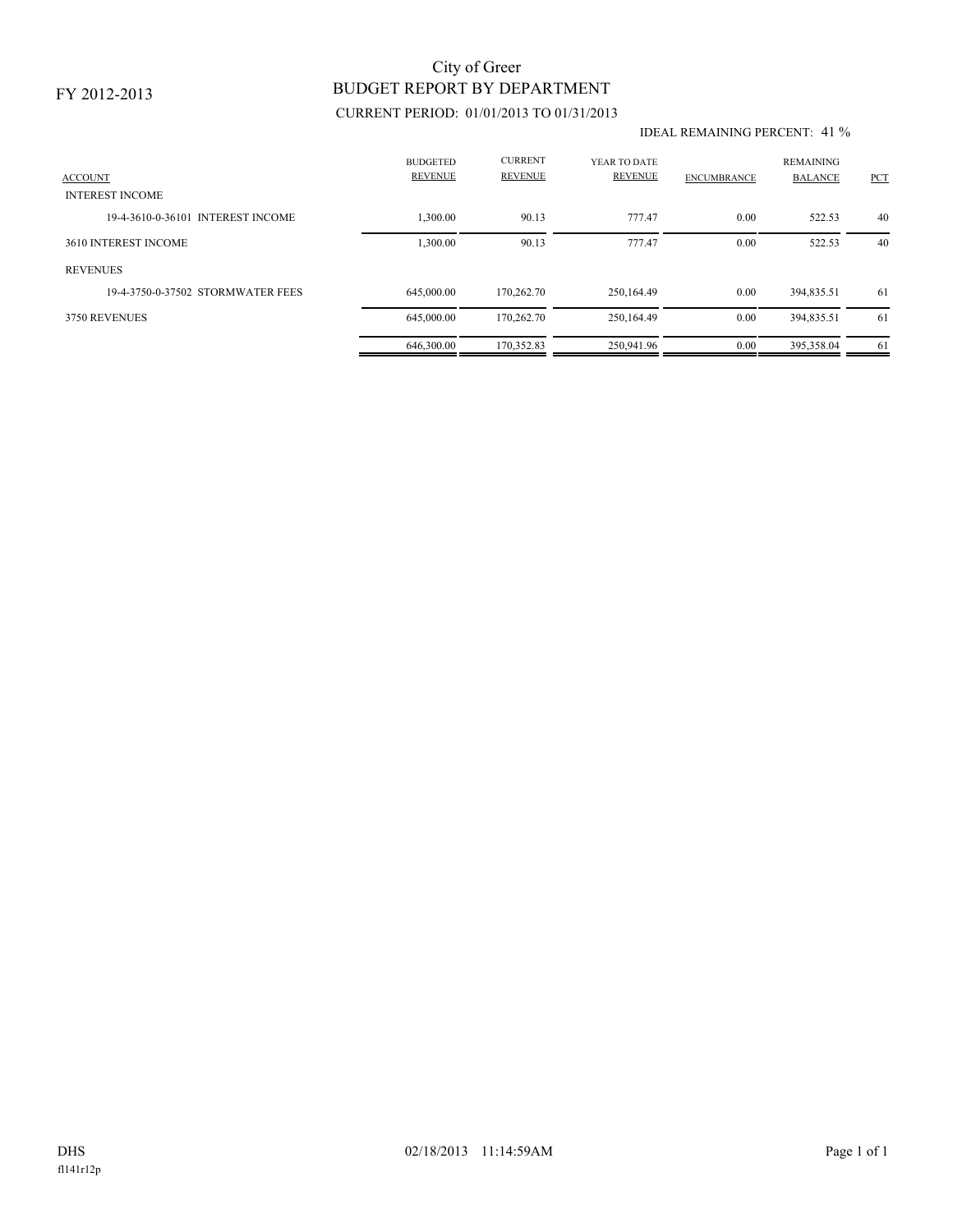FY 2012-2013

# City of Greer
## BUDGET REPORT BY DEPARTMENT

CURRENT PERIOD: 01/01/2013 TO 01/31/2013

IDEAL REMAINING PERCENT: 41 %

| ACCOUNT | BUDGETED REVENUE | CURRENT REVENUE | YEAR TO DATE REVENUE | ENCUMBRANCE | REMAINING BALANCE | PCT |
|---|---|---|---|---|---|---|
| INTEREST INCOME | | | | | | |
| 19-4-3610-0-36101 INTEREST INCOME | 1,300.00 | 90.13 | 777.47 | 0.00 | 522.53 | 40 |
| 3610 INTEREST INCOME | 1,300.00 | 90.13 | 777.47 | 0.00 | 522.53 | 40 |
| REVENUES | | | | | | |
| 19-4-3750-0-37502 STORMWATER FEES | 645,000.00 | 170,262.70 | 250,164.49 | 0.00 | 394,835.51 | 61 |
| 3750 REVENUES | 645,000.00 | 170,262.70 | 250,164.49 | 0.00 | 394,835.51 | 61 |
| | 646,300.00 | 170,352.83 | 250,941.96 | 0.00 | 395,358.04 | 61 |

DHS 02/18/2013 11:14:59AM

fl141r12p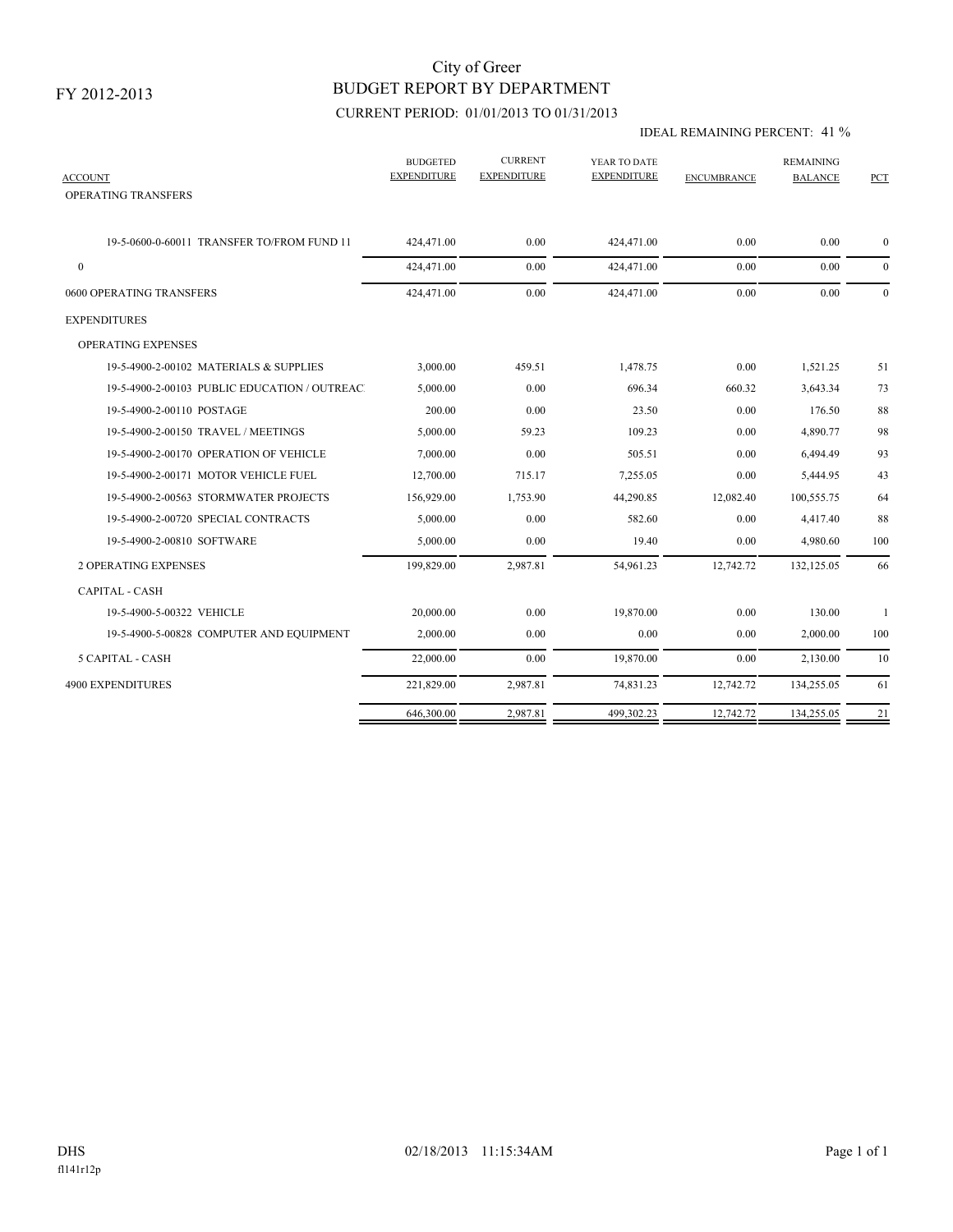FY 2012-2013

# City of Greer
## BUDGET REPORT BY DEPARTMENT
### CURRENT PERIOD: 01/01/2013 TO 01/31/2013

IDEAL REMAINING PERCENT: 41 %

| ACCOUNT | BUDGETED EXPENDITURE | CURRENT EXPENDITURE | YEAR TO DATE EXPENDITURE | ENCUMBRANCE | REMAINING BALANCE | PCT |
|---|---|---|---|---|---|---|
| OPERATING TRANSFERS | | | | | | |
| 19-5-0600-0-60011 TRANSFER TO/FROM FUND 11 | 424,471.00 | 0.00 | 424,471.00 | 0.00 | 0.00 | 0 |
| 0 | 424,471.00 | 0.00 | 424,471.00 | 0.00 | 0.00 | 0 |
| 0600 OPERATING TRANSFERS | 424,471.00 | 0.00 | 424,471.00 | 0.00 | 0.00 | 0 |
| EXPENDITURES | | | | | | |
| OPERATING EXPENSES | | | | | | |
| 19-5-4900-2-00102 MATERIALS & SUPPLIES | 3,000.00 | 459.51 | 1,478.75 | 0.00 | 1,521.25 | 51 |
| 19-5-4900-2-00103 PUBLIC EDUCATION / OUTREAC | 5,000.00 | 0.00 | 696.34 | 660.32 | 3,643.34 | 73 |
| 19-5-4900-2-00110 POSTAGE | 200.00 | 0.00 | 23.50 | 0.00 | 176.50 | 88 |
| 19-5-4900-2-00150 TRAVEL / MEETINGS | 5,000.00 | 59.23 | 109.23 | 0.00 | 4,890.77 | 98 |
| 19-5-4900-2-00170 OPERATION OF VEHICLE | 7,000.00 | 0.00 | 505.51 | 0.00 | 6,494.49 | 93 |
| 19-5-4900-2-00171 MOTOR VEHICLE FUEL | 12,700.00 | 715.17 | 7,255.05 | 0.00 | 5,444.95 | 43 |
| 19-5-4900-2-00563 STORMWATER PROJECTS | 156,929.00 | 1,753.90 | 44,290.85 | 12,082.40 | 100,555.75 | 64 |
| 19-5-4900-2-00720 SPECIAL CONTRACTS | 5,000.00 | 0.00 | 582.60 | 0.00 | 4,417.40 | 88 |
| 19-5-4900-2-00810 SOFTWARE | 5,000.00 | 0.00 | 19.40 | 0.00 | 4,980.60 | 100 |
| 2 OPERATING EXPENSES | 199,829.00 | 2,987.81 | 54,961.23 | 12,742.72 | 132,125.05 | 66 |
| CAPITAL - CASH | | | | | | |
| 19-5-4900-5-00322 VEHICLE | 20,000.00 | 0.00 | 19,870.00 | 0.00 | 130.00 | 1 |
| 19-5-4900-5-00828 COMPUTER AND EQUIPMENT | 2,000.00 | 0.00 | 0.00 | 0.00 | 2,000.00 | 100 |
| 5 CAPITAL - CASH | 22,000.00 | 0.00 | 19,870.00 | 0.00 | 2,130.00 | 10 |
| 4900 EXPENDITURES | 221,829.00 | 2,987.81 | 74,831.23 | 12,742.72 | 134,255.05 | 61 |
| | 646,300.00 | 2,987.81 | 499,302.23 | 12,742.72 | 134,255.05 | 21 |

DHS 02/18/2013 11:15:34AM

fl141r12p